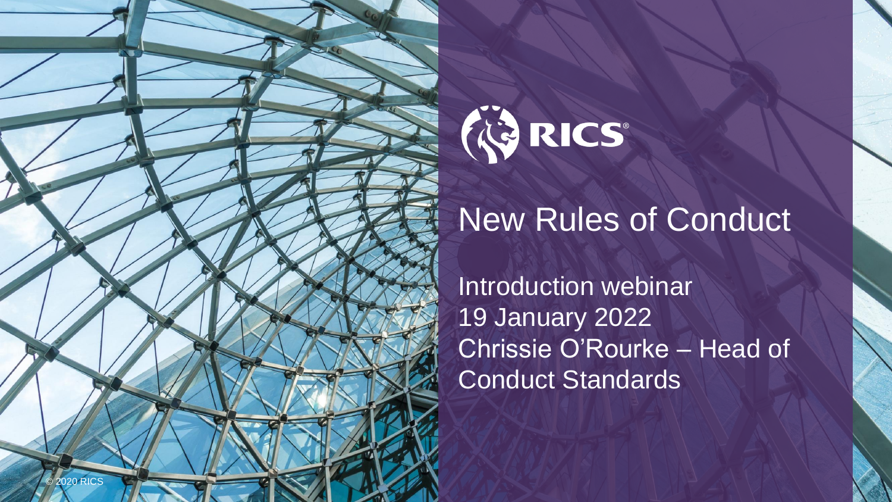RICS

# New Rules of Conduct

Introduction webinar
19 January 2022
Chrissie O'Rourke – Head of Conduct Standards

© 2020 RICS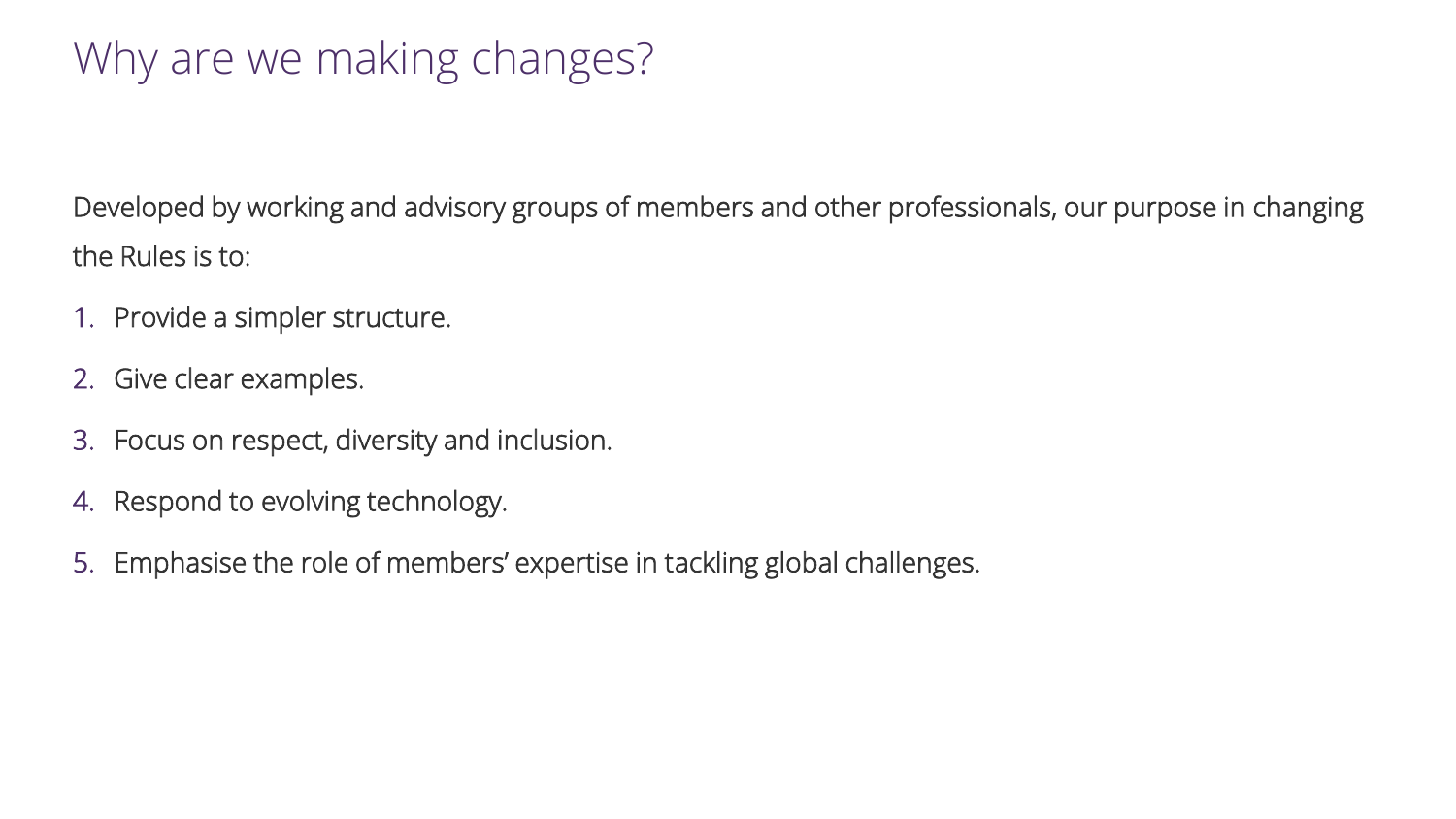# Why are we making changes?

Developed by working and advisory groups of members and other professionals, our purpose in changing the Rules is to:

1. Provide a simpler structure.
2. Give clear examples.
3. Focus on respect, diversity and inclusion.
4. Respond to evolving technology.
5. Emphasise the role of members' expertise in tackling global challenges.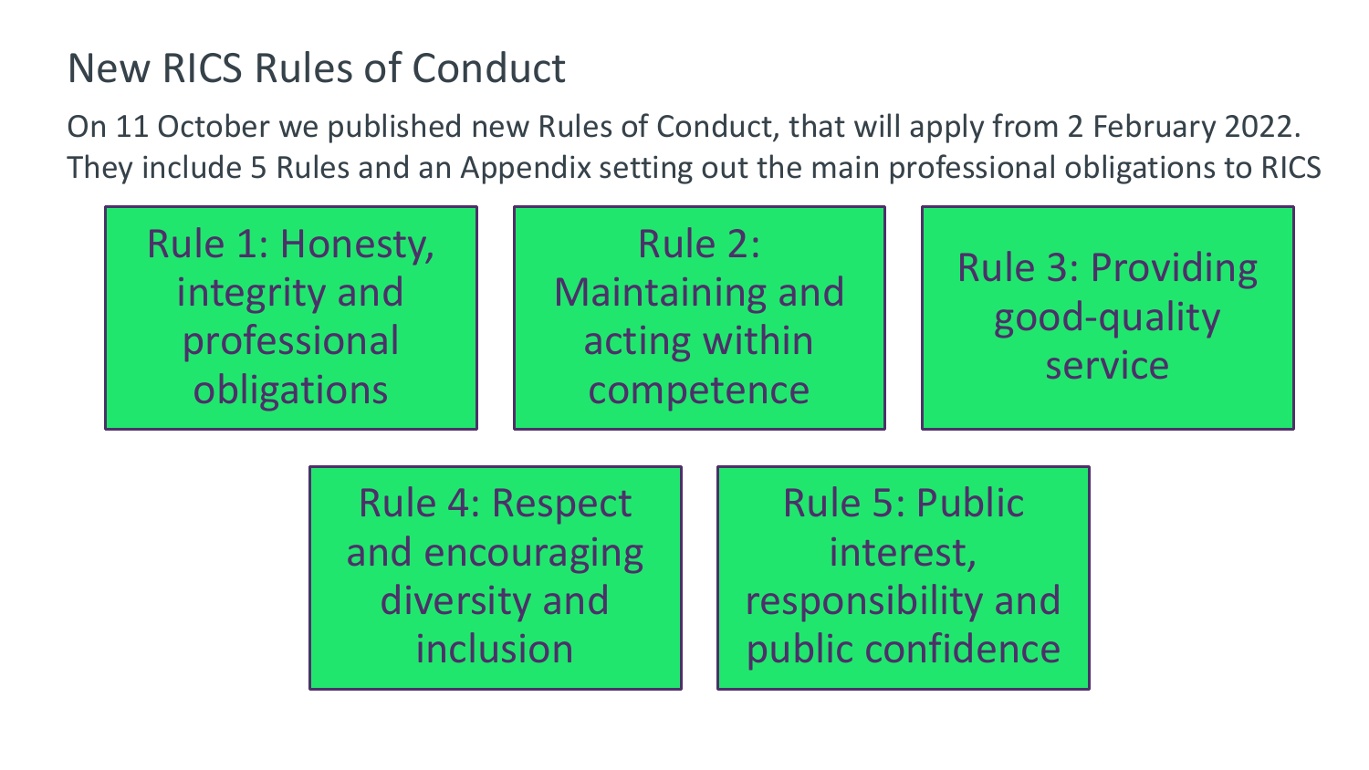# New RICS Rules of Conduct

On 11 October we published new Rules of Conduct, that will apply from 2 February 2022. They include 5 Rules and an Appendix setting out the main professional obligations to RICS

- Rule 1: Honesty, integrity and professional obligations
- Rule 2: Maintaining and acting within competence
- Rule 3: Providing good-quality service
- Rule 4: Respect and encouraging diversity and inclusion
- Rule 5: Public interest, responsibility and public confidence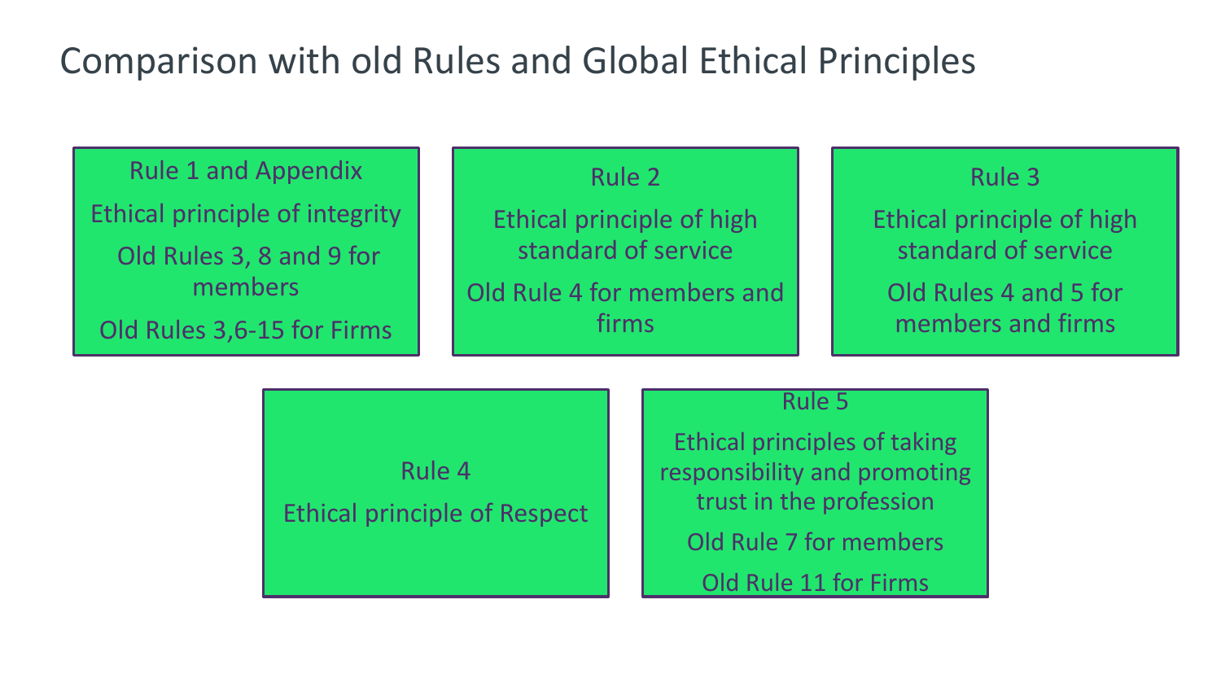# Comparison with old Rules and Global Ethical Principles

**Rule 1 and Appendix**

Ethical principle of integrity

Old Rules 3, 8 and 9 for members

Old Rules 3,6-15 for Firms

**Rule 2**

Ethical principle of high standard of service

Old Rule 4 for members and firms

**Rule 3**

Ethical principle of high standard of service

Old Rules 4 and 5 for members and firms

**Rule 4**

Ethical principle of Respect

**Rule 5**

Ethical principles of taking responsibility and promoting trust in the profession

Old Rule 7 for members

Old Rule 11 for Firms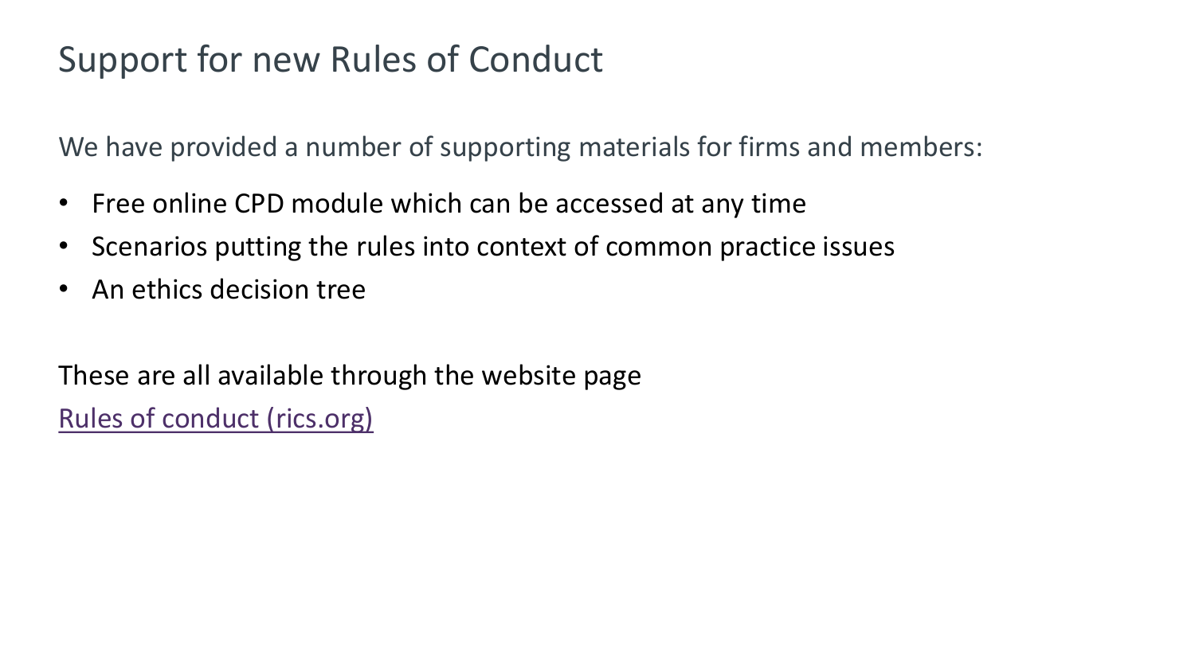# Support for new Rules of Conduct

We have provided a number of supporting materials for firms and members:

- Free online CPD module which can be accessed at any time
- Scenarios putting the rules into context of common practice issues
- An ethics decision tree

These are all available through the website page

Rules of conduct (rics.org)